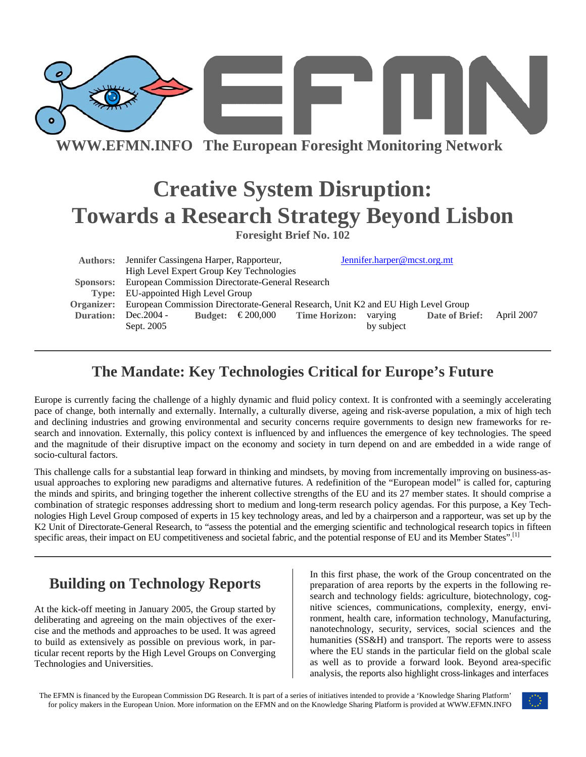**WWW.EFMN.INFO The European Foresight Monitoring Network**

# Creative System Disruption: Towards a Research Strategy Beyond Lisbon

**Foresight Brief No. 102**

| | |
|---|---|
| **Authors:** | Jennifer Cassingena Harper, Rapporteur, High Level Expert Group Key Technologies — Jennifer.harper@mcst.org.mt |
| **Sponsors:** | European Commission Directorate-General Research |
| **Type:** | EU-appointed High Level Group |
| **Organizer:** | European Commission Directorate-General Research, Unit K2 and EU High Level Group |
| **Duration:** | Dec.2004 - Sept. 2005 |
| **Budget:** | € 200,000 |
| **Time Horizon:** | varying by subject |
| **Date of Brief:** | April 2007 |

## The Mandate: Key Technologies Critical for Europe's Future

Europe is currently facing the challenge of a highly dynamic and fluid policy context. It is confronted with a seemingly accelerating pace of change, both internally and externally. Internally, a culturally diverse, ageing and risk-averse population, a mix of high tech and declining industries and growing environmental and security concerns require governments to design new frameworks for research and innovation. Externally, this policy context is influenced by and influences the emergence of key technologies. The speed and the magnitude of their disruptive impact on the economy and society in turn depend on and are embedded in a wide range of socio-cultural factors.

This challenge calls for a substantial leap forward in thinking and mindsets, by moving from incrementally improving on business-as-usual approaches to exploring new paradigms and alternative futures. A redefinition of the "European model" is called for, capturing the minds and spirits, and bringing together the inherent collective strengths of the EU and its 27 member states. It should comprise a combination of strategic responses addressing short to medium and long-term research policy agendas. For this purpose, a Key Technologies High Level Group composed of experts in 15 key technology areas, and led by a chairperson and a rapporteur, was set up by the K2 Unit of Directorate-General Research, to "assess the potential and the emerging scientific and technological research topics in fifteen specific areas, their impact on EU competitiveness and societal fabric, and the potential response of EU and its Member States".[1]

## Building on Technology Reports

At the kick-off meeting in January 2005, the Group started by deliberating and agreeing on the main objectives of the exercise and the methods and approaches to be used. It was agreed to build as extensively as possible on previous work, in particular recent reports by the High Level Groups on Converging Technologies and Universities.

In this first phase, the work of the Group concentrated on the preparation of area reports by the experts in the following research and technology fields: agriculture, biotechnology, cognitive sciences, communications, complexity, energy, environment, health care, information technology, Manufacturing, nanotechnology, security, services, social sciences and the humanities (SS&H) and transport. The reports were to assess where the EU stands in the particular field on the global scale as well as to provide a forward look. Beyond area-specific analysis, the reports also highlight cross-linkages and interfaces

The EFMN is financed by the European Commission DG Research. It is part of a series of initiatives intended to provide a 'Knowledge Sharing Platform' for policy makers in the European Union. More information on the EFMN and on the Knowledge Sharing Platform is provided at WWW.EFMN.INFO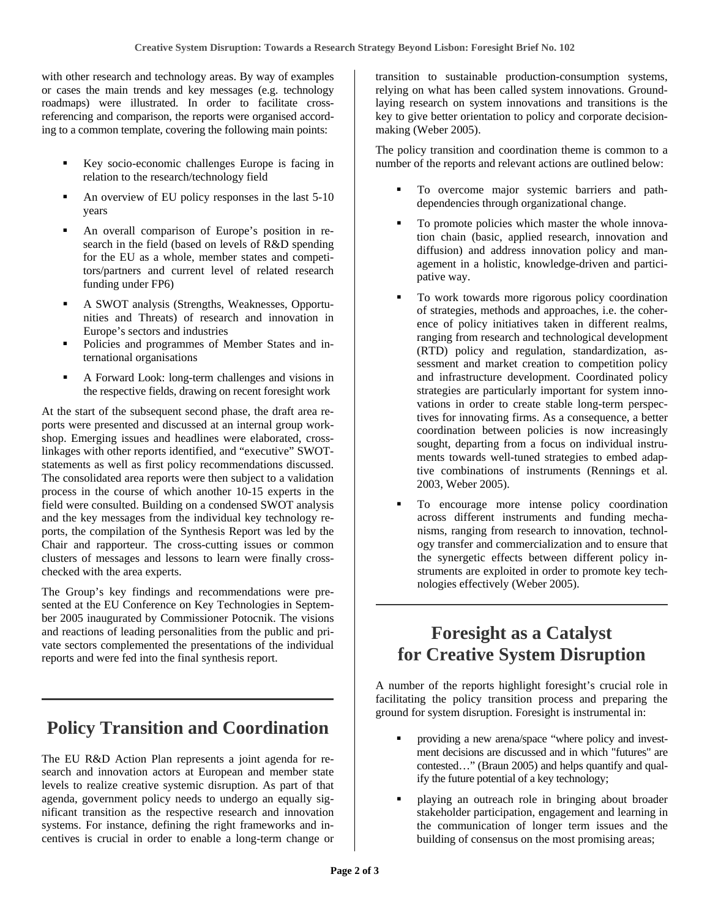with other research and technology areas. By way of examples or cases the main trends and key messages (e.g. technology roadmaps) were illustrated. In order to facilitate cross-referencing and comparison, the reports were organised according to a common template, covering the following main points:

- Key socio-economic challenges Europe is facing in relation to the research/technology field
- An overview of EU policy responses in the last 5-10 years
- An overall comparison of Europe's position in research in the field (based on levels of R&D spending for the EU as a whole, member states and competitors/partners and current level of related research funding under FP6)
- A SWOT analysis (Strengths, Weaknesses, Opportunities and Threats) of research and innovation in Europe's sectors and industries
- Policies and programmes of Member States and international organisations
- A Forward Look: long-term challenges and visions in the respective fields, drawing on recent foresight work

At the start of the subsequent second phase, the draft area reports were presented and discussed at an internal group workshop. Emerging issues and headlines were elaborated, cross-linkages with other reports identified, and "executive" SWOT-statements as well as first policy recommendations discussed. The consolidated area reports were then subject to a validation process in the course of which another 10-15 experts in the field were consulted. Building on a condensed SWOT analysis and the key messages from the individual key technology reports, the compilation of the Synthesis Report was led by the Chair and rapporteur. The cross-cutting issues or common clusters of messages and lessons to learn were finally cross-checked with the area experts.

The Group's key findings and recommendations were presented at the EU Conference on Key Technologies in September 2005 inaugurated by Commissioner Potocnik. The visions and reactions of leading personalities from the public and private sectors complemented the presentations of the individual reports and were fed into the final synthesis report.

## Policy Transition and Coordination

The EU R&D Action Plan represents a joint agenda for research and innovation actors at European and member state levels to realize creative systemic disruption. As part of that agenda, government policy needs to undergo an equally significant transition as the respective research and innovation systems. For instance, defining the right frameworks and incentives is crucial in order to enable a long-term change or transition to sustainable production-consumption systems, relying on what has been called system innovations. Ground-laying research on system innovations and transitions is the key to give better orientation to policy and corporate decision-making (Weber 2005).

The policy transition and coordination theme is common to a number of the reports and relevant actions are outlined below:

- To overcome major systemic barriers and path-dependencies through organizational change.
- To promote policies which master the whole innovation chain (basic, applied research, innovation and diffusion) and address innovation policy and management in a holistic, knowledge-driven and participative way.
- To work towards more rigorous policy coordination of strategies, methods and approaches, i.e. the coherence of policy initiatives taken in different realms, ranging from research and technological development (RTD) policy and regulation, standardization, assessment and market creation to competition policy and infrastructure development. Coordinated policy strategies are particularly important for system innovations in order to create stable long-term perspectives for innovating firms. As a consequence, a better coordination between policies is now increasingly sought, departing from a focus on individual instruments towards well-tuned strategies to embed adaptive combinations of instruments (Rennings et al. 2003, Weber 2005).
- To encourage more intense policy coordination across different instruments and funding mechanisms, ranging from research to innovation, technology transfer and commercialization and to ensure that the synergetic effects between different policy instruments are exploited in order to promote key technologies effectively (Weber 2005).

## Foresight as a Catalyst for Creative System Disruption

A number of the reports highlight foresight's crucial role in facilitating the policy transition process and preparing the ground for system disruption. Foresight is instrumental in:

- providing a new arena/space "where policy and investment decisions are discussed and in which "futures" are contested…" (Braun 2005) and helps quantify and qualify the future potential of a key technology;
- playing an outreach role in bringing about broader stakeholder participation, engagement and learning in the communication of longer term issues and the building of consensus on the most promising areas;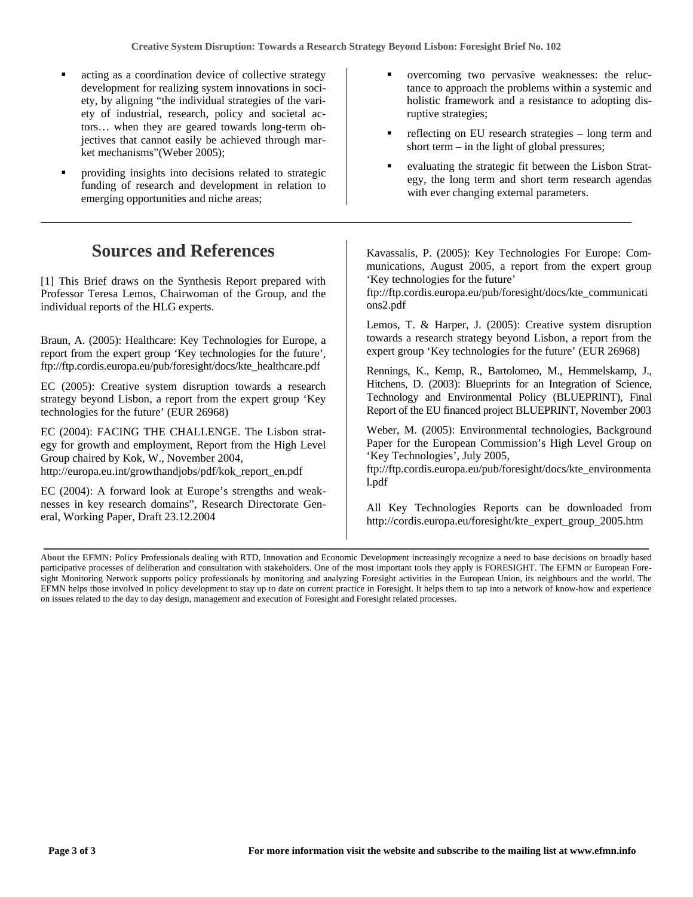- acting as a coordination device of collective strategy development for realizing system innovations in society, by aligning "the individual strategies of the variety of industrial, research, policy and societal actors… when they are geared towards long-term objectives that cannot easily be achieved through market mechanisms"(Weber 2005);
- providing insights into decisions related to strategic funding of research and development in relation to emerging opportunities and niche areas;
- overcoming two pervasive weaknesses: the reluctance to approach the problems within a systemic and holistic framework and a resistance to adopting disruptive strategies;
- reflecting on EU research strategies – long term and short term – in the light of global pressures;
- evaluating the strategic fit between the Lisbon Strategy, the long term and short term research agendas with ever changing external parameters.

# Sources and References

[1] This Brief draws on the Synthesis Report prepared with Professor Teresa Lemos, Chairwoman of the Group, and the individual reports of the HLG experts.

Braun, A. (2005): Healthcare: Key Technologies for Europe, a report from the expert group 'Key technologies for the future', ftp://ftp.cordis.europa.eu/pub/foresight/docs/kte_healthcare.pdf

EC (2005): Creative system disruption towards a research strategy beyond Lisbon, a report from the expert group 'Key technologies for the future' (EUR 26968)

EC (2004): FACING THE CHALLENGE. The Lisbon strategy for growth and employment, Report from the High Level Group chaired by Kok, W., November 2004, http://europa.eu.int/growthandjobs/pdf/kok_report_en.pdf

EC (2004): A forward look at Europe's strengths and weaknesses in key research domains", Research Directorate General, Working Paper, Draft 23.12.2004

Kavassalis, P. (2005): Key Technologies For Europe: Communications, August 2005, a report from the expert group 'Key technologies for the future' ftp://ftp.cordis.europa.eu/pub/foresight/docs/kte_communications2.pdf

Lemos, T. & Harper, J. (2005): Creative system disruption towards a research strategy beyond Lisbon, a report from the expert group 'Key technologies for the future' (EUR 26968)

Rennings, K., Kemp, R., Bartolomeo, M., Hemmelskamp, J., Hitchens, D. (2003): Blueprints for an Integration of Science, Technology and Environmental Policy (BLUEPRINT), Final Report of the EU financed project BLUEPRINT, November 2003

Weber, M. (2005): Environmental technologies, Background Paper for the European Commission's High Level Group on 'Key Technologies', July 2005, ftp://ftp.cordis.europa.eu/pub/foresight/docs/kte_environmental.pdf

All Key Technologies Reports can be downloaded from http://cordis.europa.eu/foresight/kte_expert_group_2005.htm

**About the EFMN:** Policy Professionals dealing with RTD, Innovation and Economic Development increasingly recognize a need to base decisions on broadly based participative processes of deliberation and consultation with stakeholders. One of the most important tools they apply is FORESIGHT. The EFMN or European Foresight Monitoring Network supports policy professionals by monitoring and analyzing Foresight activities in the European Union, its neighbours and the world. The EFMN helps those involved in policy development to stay up to date on current practice in Foresight. It helps them to tap into a network of know-how and experience on issues related to the day to day design, management and execution of Foresight and Foresight related processes.